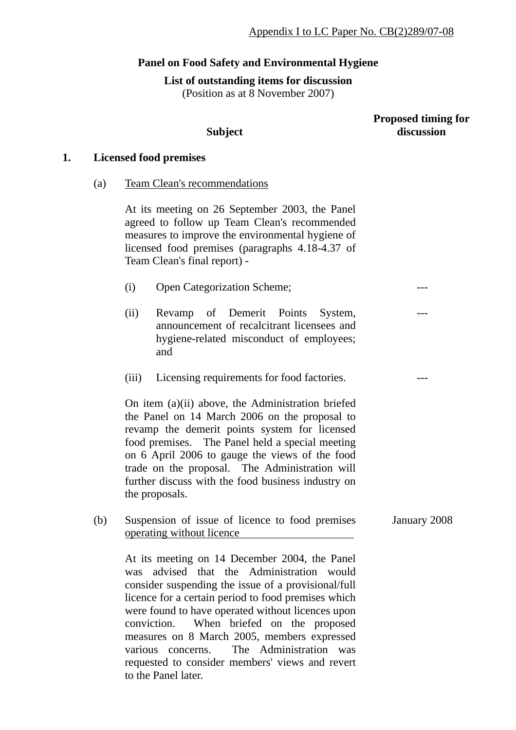Appendix I to LC Paper No. CB(2)289/07-08

**Panel on Food Safety and Environmental Hygiene**

**List of outstanding items for discussion**
(Position as at 8 November 2007)

| | Subject | Proposed timing for discussion |
|---|---|---|
| **1.** | **Licensed food premises** | |
| | (a) Team Clean's recommendations | |
| | At its meeting on 26 September 2003, the Panel agreed to follow up Team Clean's recommended measures to improve the environmental hygiene of licensed food premises (paragraphs 4.18-4.37 of Team Clean's final report) - | |
| | (i) Open Categorization Scheme; | --- |
| | (ii) Revamp of Demerit Points System, announcement of recalcitrant licensees and hygiene-related misconduct of employees; and | --- |
| | (iii) Licensing requirements for food factories. | --- |
| | On item (a)(ii) above, the Administration briefed the Panel on 14 March 2006 on the proposal to revamp the demerit points system for licensed food premises. The Panel held a special meeting on 6 April 2006 to gauge the views of the food trade on the proposal. The Administration will further discuss with the food business industry on the proposals. | |
| | (b) Suspension of issue of licence to food premises operating without licence | January 2008 |
| | At its meeting on 14 December 2004, the Panel was advised that the Administration would consider suspending the issue of a provisional/full licence for a certain period to food premises which were found to have operated without licences upon conviction. When briefed on the proposed measures on 8 March 2005, members expressed various concerns. The Administration was requested to consider members' views and revert to the Panel later. | |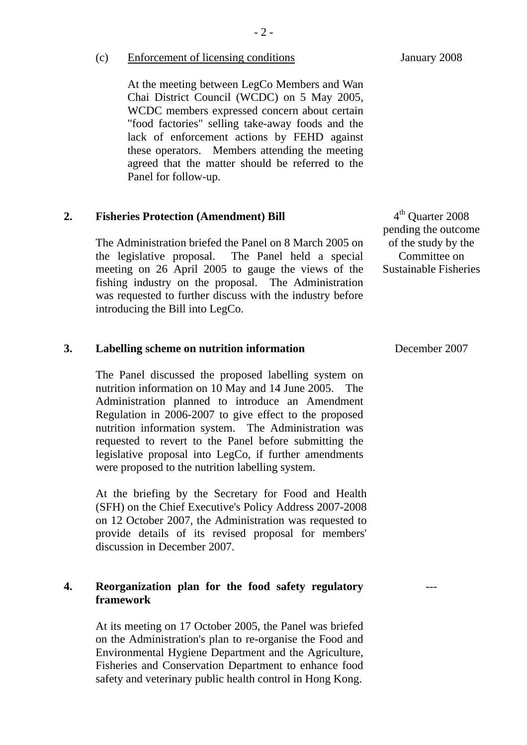(c) Enforcement of licensing conditions — January 2008

At the meeting between LegCo Members and Wan Chai District Council (WCDC) on 5 May 2005, WCDC members expressed concern about certain "food factories" selling take-away foods and the lack of enforcement actions by FEHD against these operators. Members attending the meeting agreed that the matter should be referred to the Panel for follow-up.

**2. Fisheries Protection (Amendment) Bill** — 4th Quarter 2008 pending the outcome of the study by the Committee on Sustainable Fisheries

The Administration briefed the Panel on 8 March 2005 on the legislative proposal. The Panel held a special meeting on 26 April 2005 to gauge the views of the fishing industry on the proposal. The Administration was requested to further discuss with the industry before introducing the Bill into LegCo.

**3. Labelling scheme on nutrition information** — December 2007

The Panel discussed the proposed labelling system on nutrition information on 10 May and 14 June 2005. The Administration planned to introduce an Amendment Regulation in 2006-2007 to give effect to the proposed nutrition information system. The Administration was requested to revert to the Panel before submitting the legislative proposal into LegCo, if further amendments were proposed to the nutrition labelling system.

At the briefing by the Secretary for Food and Health (SFH) on the Chief Executive's Policy Address 2007-2008 on 12 October 2007, the Administration was requested to provide details of its revised proposal for members' discussion in December 2007.

**4. Reorganization plan for the food safety regulatory framework** — ---

At its meeting on 17 October 2005, the Panel was briefed on the Administration's plan to re-organise the Food and Environmental Hygiene Department and the Agriculture, Fisheries and Conservation Department to enhance food safety and veterinary public health control in Hong Kong.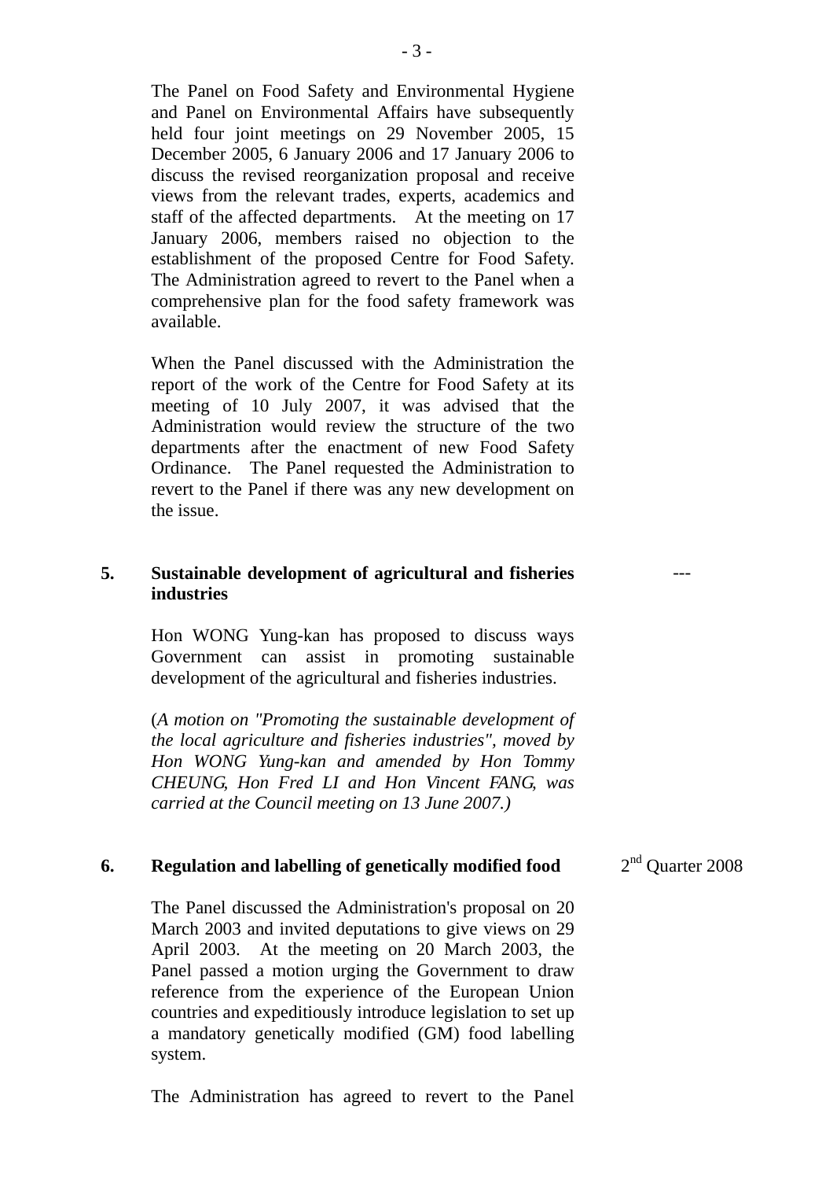The Panel on Food Safety and Environmental Hygiene and Panel on Environmental Affairs have subsequently held four joint meetings on 29 November 2005, 15 December 2005, 6 January 2006 and 17 January 2006 to discuss the revised reorganization proposal and receive views from the relevant trades, experts, academics and staff of the affected departments. At the meeting on 17 January 2006, members raised no objection to the establishment of the proposed Centre for Food Safety. The Administration agreed to revert to the Panel when a comprehensive plan for the food safety framework was available.

When the Panel discussed with the Administration the report of the work of the Centre for Food Safety at its meeting of 10 July 2007, it was advised that the Administration would review the structure of the two departments after the enactment of new Food Safety Ordinance. The Panel requested the Administration to revert to the Panel if there was any new development on the issue.

| | | |
|---|---|---|
| **5.** | **Sustainable development of agricultural and fisheries industries** | --- |

Hon WONG Yung-kan has proposed to discuss ways Government can assist in promoting sustainable development of the agricultural and fisheries industries.

(*A motion on "Promoting the sustainable development of the local agriculture and fisheries industries", moved by Hon WONG Yung-kan and amended by Hon Tommy CHEUNG, Hon Fred LI and Hon Vincent FANG, was carried at the Council meeting on 13 June 2007.)*

| | | |
|---|---|---|
| **6.** | **Regulation and labelling of genetically modified food** | 2nd Quarter 2008 |

The Panel discussed the Administration's proposal on 20 March 2003 and invited deputations to give views on 29 April 2003. At the meeting on 20 March 2003, the Panel passed a motion urging the Government to draw reference from the experience of the European Union countries and expeditiously introduce legislation to set up a mandatory genetically modified (GM) food labelling system.

The Administration has agreed to revert to the Panel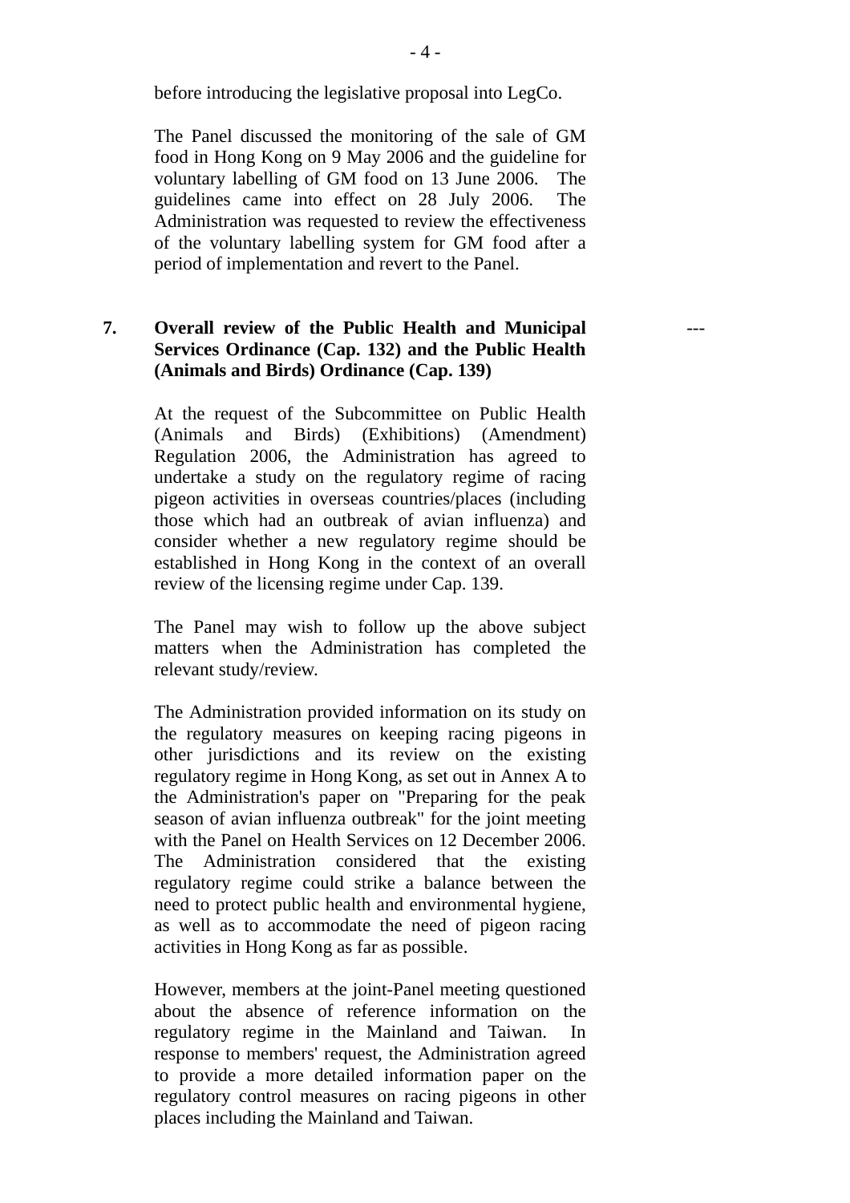before introducing the legislative proposal into LegCo.

The Panel discussed the monitoring of the sale of GM food in Hong Kong on 9 May 2006 and the guideline for voluntary labelling of GM food on 13 June 2006. The guidelines came into effect on 28 July 2006. The Administration was requested to review the effectiveness of the voluntary labelling system for GM food after a period of implementation and revert to the Panel.

**7. Overall review of the Public Health and Municipal Services Ordinance (Cap. 132) and the Public Health (Animals and Birds) Ordinance (Cap. 139)** ---

At the request of the Subcommittee on Public Health (Animals and Birds) (Exhibitions) (Amendment) Regulation 2006, the Administration has agreed to undertake a study on the regulatory regime of racing pigeon activities in overseas countries/places (including those which had an outbreak of avian influenza) and consider whether a new regulatory regime should be established in Hong Kong in the context of an overall review of the licensing regime under Cap. 139.

The Panel may wish to follow up the above subject matters when the Administration has completed the relevant study/review.

The Administration provided information on its study on the regulatory measures on keeping racing pigeons in other jurisdictions and its review on the existing regulatory regime in Hong Kong, as set out in Annex A to the Administration's paper on "Preparing for the peak season of avian influenza outbreak" for the joint meeting with the Panel on Health Services on 12 December 2006. The Administration considered that the existing regulatory regime could strike a balance between the need to protect public health and environmental hygiene, as well as to accommodate the need of pigeon racing activities in Hong Kong as far as possible.

However, members at the joint-Panel meeting questioned about the absence of reference information on the regulatory regime in the Mainland and Taiwan. In response to members' request, the Administration agreed to provide a more detailed information paper on the regulatory control measures on racing pigeons in other places including the Mainland and Taiwan.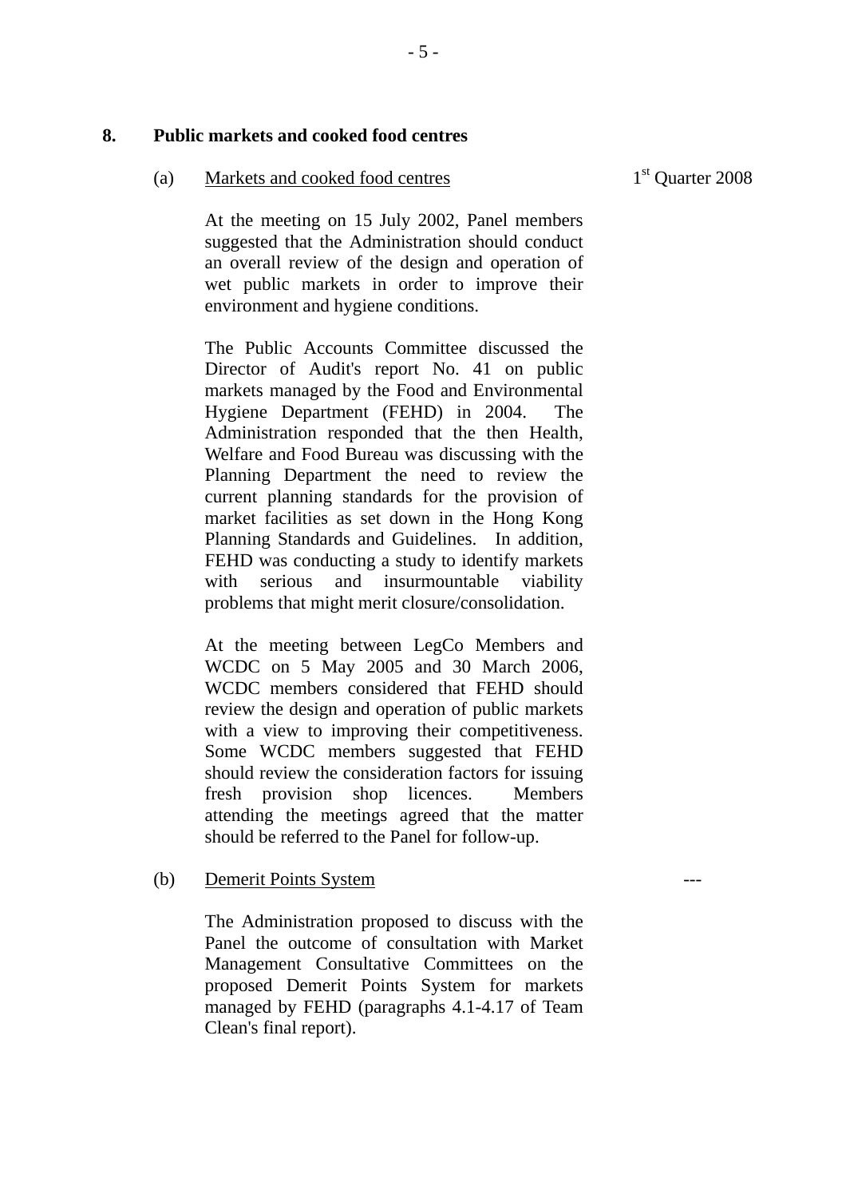**8. Public markets and cooked food centres**

(a) Markets and cooked food centres — 1st Quarter 2008

At the meeting on 15 July 2002, Panel members suggested that the Administration should conduct an overall review of the design and operation of wet public markets in order to improve their environment and hygiene conditions.

The Public Accounts Committee discussed the Director of Audit's report No. 41 on public markets managed by the Food and Environmental Hygiene Department (FEHD) in 2004. The Administration responded that the then Health, Welfare and Food Bureau was discussing with the Planning Department the need to review the current planning standards for the provision of market facilities as set down in the Hong Kong Planning Standards and Guidelines. In addition, FEHD was conducting a study to identify markets with serious and insurmountable viability problems that might merit closure/consolidation.

At the meeting between LegCo Members and WCDC on 5 May 2005 and 30 March 2006, WCDC members considered that FEHD should review the design and operation of public markets with a view to improving their competitiveness. Some WCDC members suggested that FEHD should review the consideration factors for issuing fresh provision shop licences. Members attending the meetings agreed that the matter should be referred to the Panel for follow-up.

(b) Demerit Points System — ---

The Administration proposed to discuss with the Panel the outcome of consultation with Market Management Consultative Committees on the proposed Demerit Points System for markets managed by FEHD (paragraphs 4.1-4.17 of Team Clean's final report).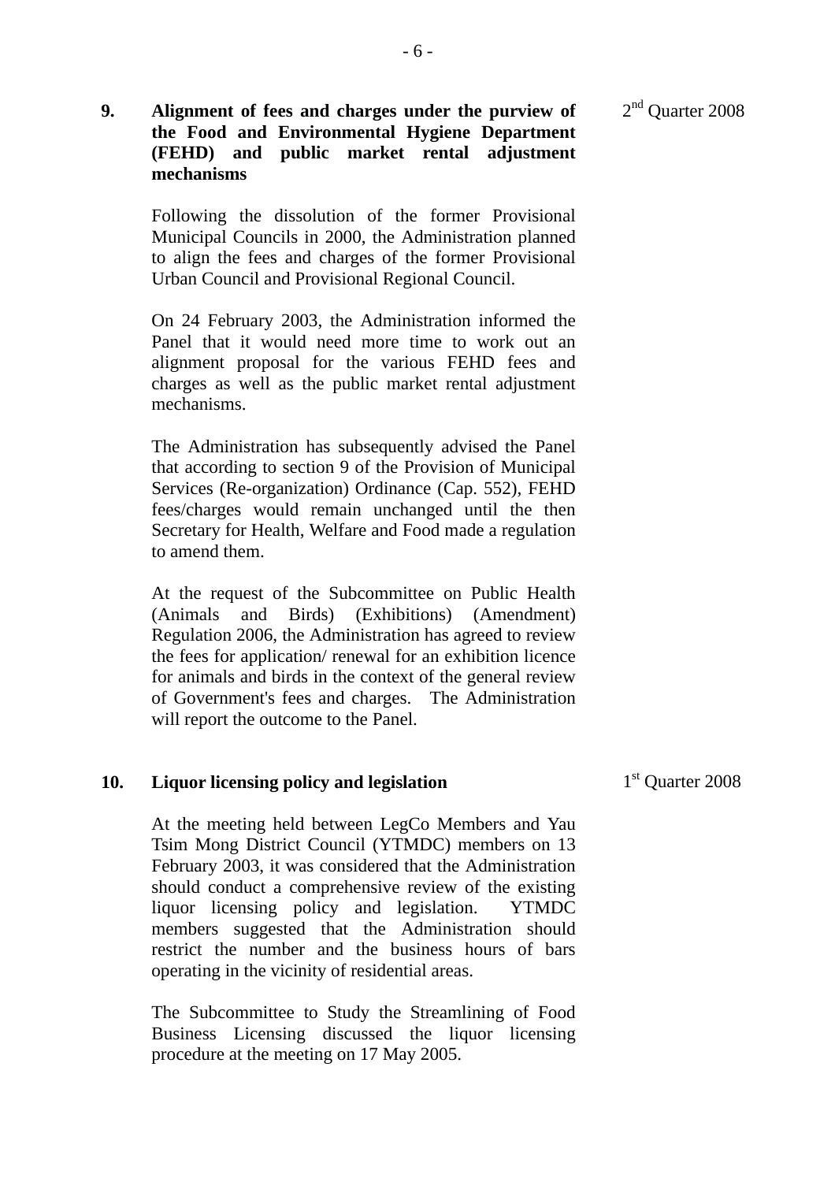**9. Alignment of fees and charges under the purview of the Food and Environmental Hygiene Department (FEHD) and public market rental adjustment mechanisms** — 2nd Quarter 2008

Following the dissolution of the former Provisional Municipal Councils in 2000, the Administration planned to align the fees and charges of the former Provisional Urban Council and Provisional Regional Council.

On 24 February 2003, the Administration informed the Panel that it would need more time to work out an alignment proposal for the various FEHD fees and charges as well as the public market rental adjustment mechanisms.

The Administration has subsequently advised the Panel that according to section 9 of the Provision of Municipal Services (Re-organization) Ordinance (Cap. 552), FEHD fees/charges would remain unchanged until the then Secretary for Health, Welfare and Food made a regulation to amend them.

At the request of the Subcommittee on Public Health (Animals and Birds) (Exhibitions) (Amendment) Regulation 2006, the Administration has agreed to review the fees for application/ renewal for an exhibition licence for animals and birds in the context of the general review of Government's fees and charges. The Administration will report the outcome to the Panel.

**10. Liquor licensing policy and legislation** — 1st Quarter 2008

At the meeting held between LegCo Members and Yau Tsim Mong District Council (YTMDC) members on 13 February 2003, it was considered that the Administration should conduct a comprehensive review of the existing liquor licensing policy and legislation. YTMDC members suggested that the Administration should restrict the number and the business hours of bars operating in the vicinity of residential areas.

The Subcommittee to Study the Streamlining of Food Business Licensing discussed the liquor licensing procedure at the meeting on 17 May 2005.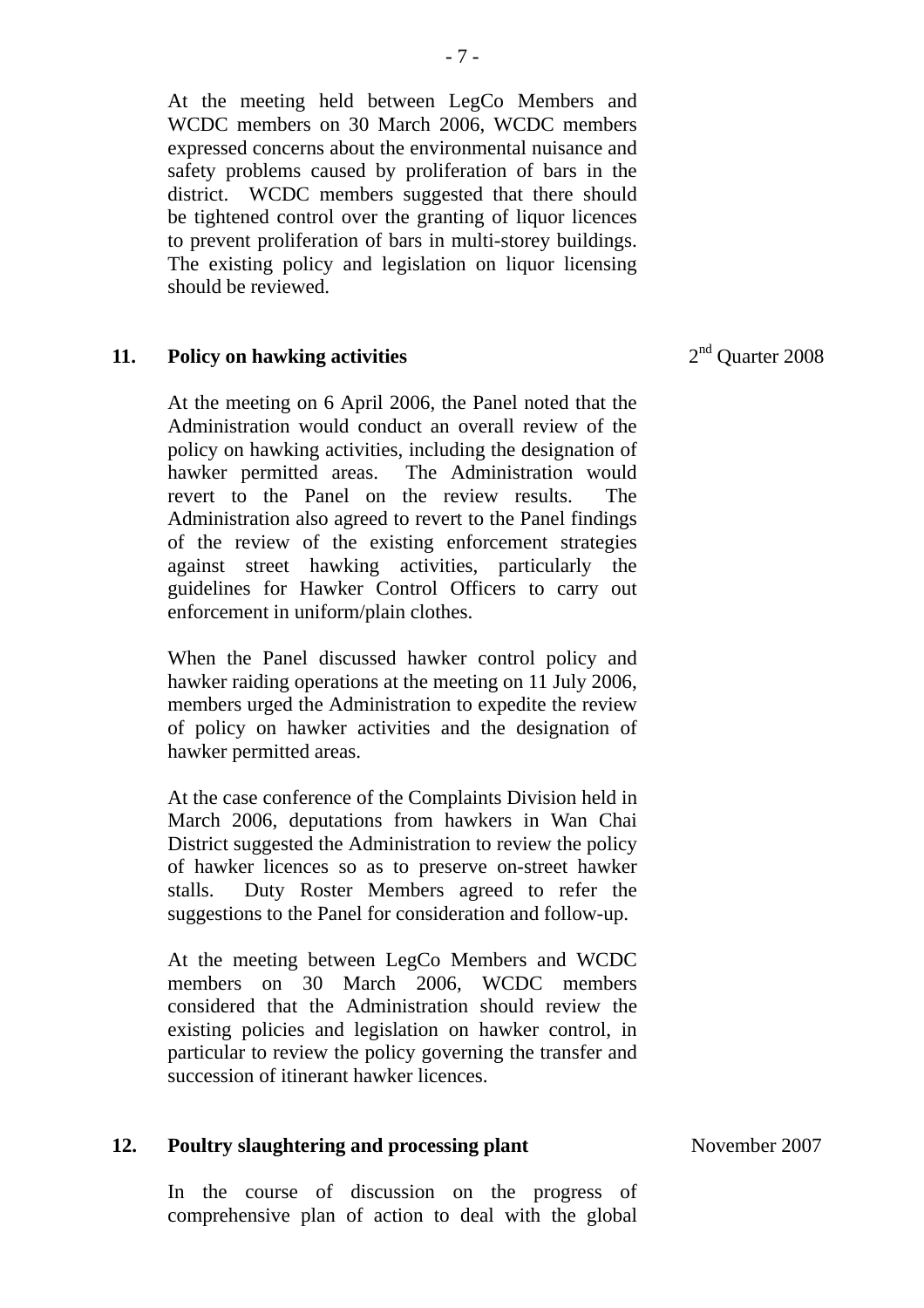At the meeting held between LegCo Members and WCDC members on 30 March 2006, WCDC members expressed concerns about the environmental nuisance and safety problems caused by proliferation of bars in the district. WCDC members suggested that there should be tightened control over the granting of liquor licences to prevent proliferation of bars in multi-storey buildings. The existing policy and legislation on liquor licensing should be reviewed.

**11. Policy on hawking activities** — 2nd Quarter 2008

At the meeting on 6 April 2006, the Panel noted that the Administration would conduct an overall review of the policy on hawking activities, including the designation of hawker permitted areas. The Administration would revert to the Panel on the review results. The Administration also agreed to revert to the Panel findings of the review of the existing enforcement strategies against street hawking activities, particularly the guidelines for Hawker Control Officers to carry out enforcement in uniform/plain clothes.

When the Panel discussed hawker control policy and hawker raiding operations at the meeting on 11 July 2006, members urged the Administration to expedite the review of policy on hawker activities and the designation of hawker permitted areas.

At the case conference of the Complaints Division held in March 2006, deputations from hawkers in Wan Chai District suggested the Administration to review the policy of hawker licences so as to preserve on-street hawker stalls. Duty Roster Members agreed to refer the suggestions to the Panel for consideration and follow-up.

At the meeting between LegCo Members and WCDC members on 30 March 2006, WCDC members considered that the Administration should review the existing policies and legislation on hawker control, in particular to review the policy governing the transfer and succession of itinerant hawker licences.

**12. Poultry slaughtering and processing plant** — November 2007

In the course of discussion on the progress of comprehensive plan of action to deal with the global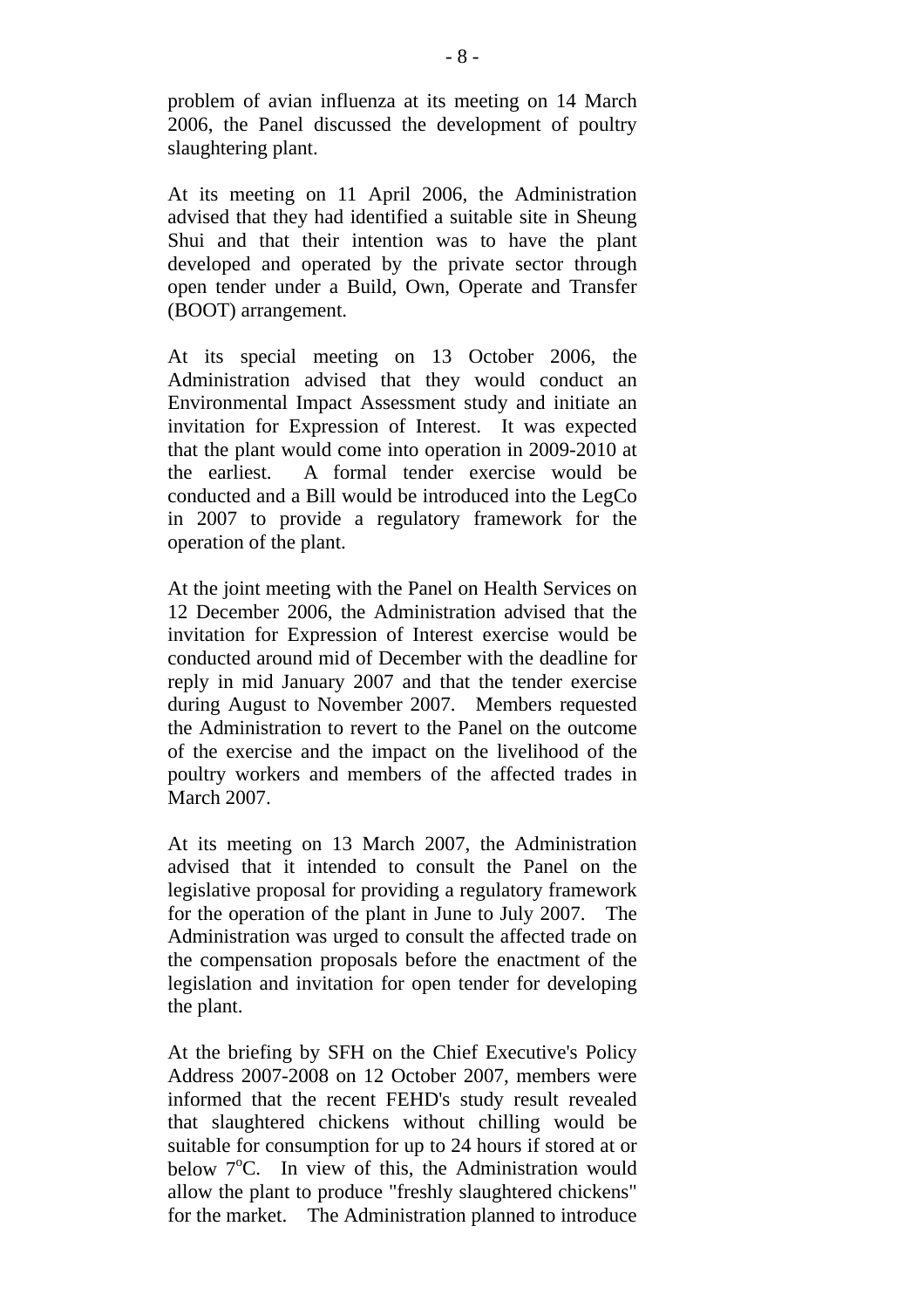problem of avian influenza at its meeting on 14 March 2006, the Panel discussed the development of poultry slaughtering plant.

At its meeting on 11 April 2006, the Administration advised that they had identified a suitable site in Sheung Shui and that their intention was to have the plant developed and operated by the private sector through open tender under a Build, Own, Operate and Transfer (BOOT) arrangement.

At its special meeting on 13 October 2006, the Administration advised that they would conduct an Environmental Impact Assessment study and initiate an invitation for Expression of Interest. It was expected that the plant would come into operation in 2009-2010 at the earliest. A formal tender exercise would be conducted and a Bill would be introduced into the LegCo in 2007 to provide a regulatory framework for the operation of the plant.

At the joint meeting with the Panel on Health Services on 12 December 2006, the Administration advised that the invitation for Expression of Interest exercise would be conducted around mid of December with the deadline for reply in mid January 2007 and that the tender exercise during August to November 2007. Members requested the Administration to revert to the Panel on the outcome of the exercise and the impact on the livelihood of the poultry workers and members of the affected trades in March 2007.

At its meeting on 13 March 2007, the Administration advised that it intended to consult the Panel on the legislative proposal for providing a regulatory framework for the operation of the plant in June to July 2007. The Administration was urged to consult the affected trade on the compensation proposals before the enactment of the legislation and invitation for open tender for developing the plant.

At the briefing by SFH on the Chief Executive's Policy Address 2007-2008 on 12 October 2007, members were informed that the recent FEHD's study result revealed that slaughtered chickens without chilling would be suitable for consumption for up to 24 hours if stored at or below $7^{o}$C. In view of this, the Administration would allow the plant to produce "freshly slaughtered chickens" for the market. The Administration planned to introduce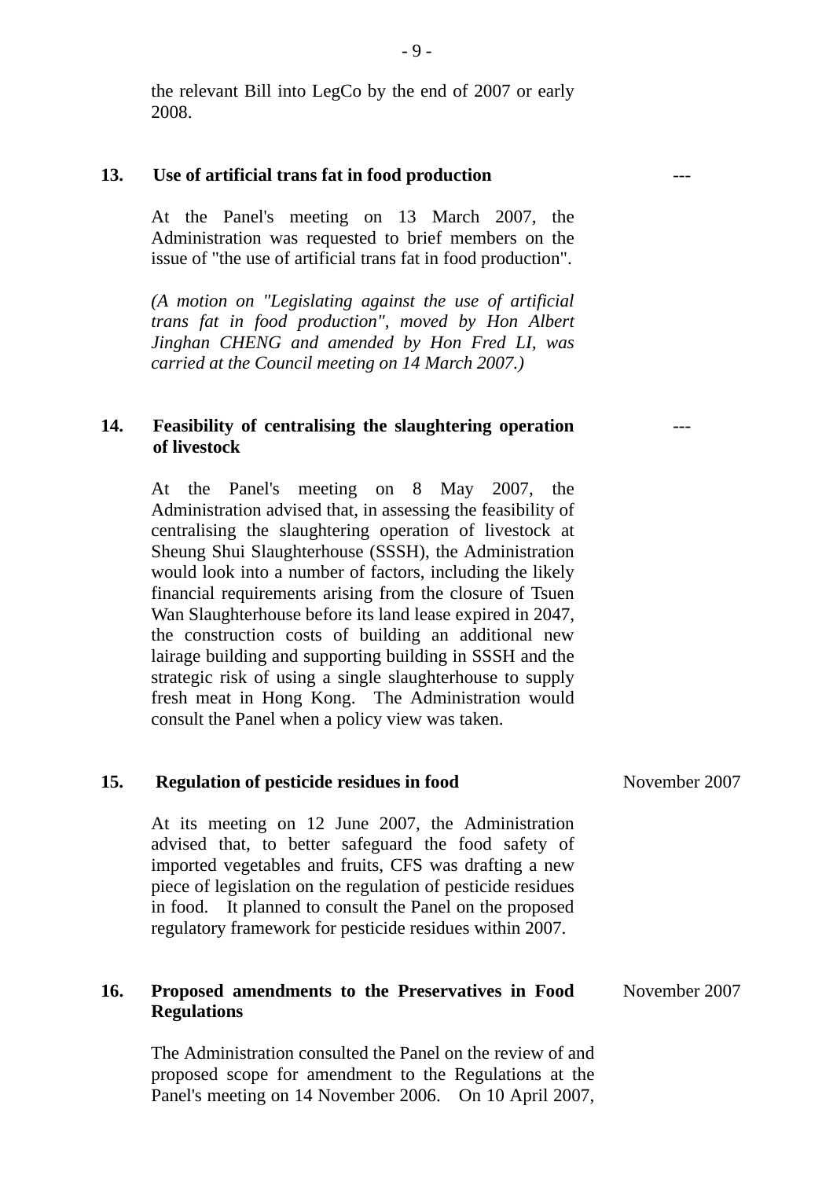the relevant Bill into LegCo by the end of 2007 or early 2008.

| | | |
|---|---|---|
| **13.** | **Use of artificial trans fat in food production**<br><br>At the Panel's meeting on 13 March 2007, the Administration was requested to brief members on the issue of "the use of artificial trans fat in food production".<br><br>*(A motion on "Legislating against the use of artificial trans fat in food production", moved by Hon Albert Jinghan CHENG and amended by Hon Fred LI, was carried at the Council meeting on 14 March 2007.)* | --- |
| **14.** | **Feasibility of centralising the slaughtering operation of livestock**<br><br>At the Panel's meeting on 8 May 2007, the Administration advised that, in assessing the feasibility of centralising the slaughtering operation of livestock at Sheung Shui Slaughterhouse (SSSH), the Administration would look into a number of factors, including the likely financial requirements arising from the closure of Tsuen Wan Slaughterhouse before its land lease expired in 2047, the construction costs of building an additional new lairage building and supporting building in SSSH and the strategic risk of using a single slaughterhouse to supply fresh meat in Hong Kong. The Administration would consult the Panel when a policy view was taken. | --- |
| **15.** | **Regulation of pesticide residues in food**<br><br>At its meeting on 12 June 2007, the Administration advised that, to better safeguard the food safety of imported vegetables and fruits, CFS was drafting a new piece of legislation on the regulation of pesticide residues in food. It planned to consult the Panel on the proposed regulatory framework for pesticide residues within 2007. | November 2007 |
| **16.** | **Proposed amendments to the Preservatives in Food Regulations**<br><br>The Administration consulted the Panel on the review of and proposed scope for amendment to the Regulations at the Panel's meeting on 14 November 2006. On 10 April 2007, | November 2007 |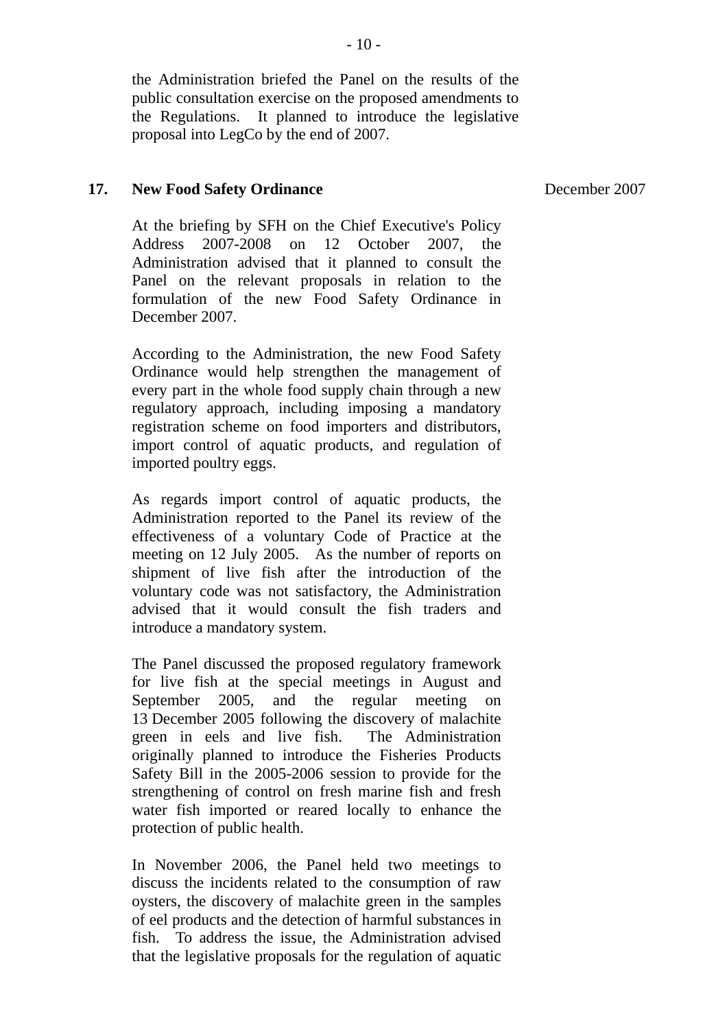the Administration briefed the Panel on the results of the public consultation exercise on the proposed amendments to the Regulations. It planned to introduce the legislative proposal into LegCo by the end of 2007.

**17. New Food Safety Ordinance** December 2007

At the briefing by SFH on the Chief Executive's Policy Address 2007-2008 on 12 October 2007, the Administration advised that it planned to consult the Panel on the relevant proposals in relation to the formulation of the new Food Safety Ordinance in December 2007.

According to the Administration, the new Food Safety Ordinance would help strengthen the management of every part in the whole food supply chain through a new regulatory approach, including imposing a mandatory registration scheme on food importers and distributors, import control of aquatic products, and regulation of imported poultry eggs.

As regards import control of aquatic products, the Administration reported to the Panel its review of the effectiveness of a voluntary Code of Practice at the meeting on 12 July 2005. As the number of reports on shipment of live fish after the introduction of the voluntary code was not satisfactory, the Administration advised that it would consult the fish traders and introduce a mandatory system.

The Panel discussed the proposed regulatory framework for live fish at the special meetings in August and September 2005, and the regular meeting on 13 December 2005 following the discovery of malachite green in eels and live fish. The Administration originally planned to introduce the Fisheries Products Safety Bill in the 2005-2006 session to provide for the strengthening of control on fresh marine fish and fresh water fish imported or reared locally to enhance the protection of public health.

In November 2006, the Panel held two meetings to discuss the incidents related to the consumption of raw oysters, the discovery of malachite green in the samples of eel products and the detection of harmful substances in fish. To address the issue, the Administration advised that the legislative proposals for the regulation of aquatic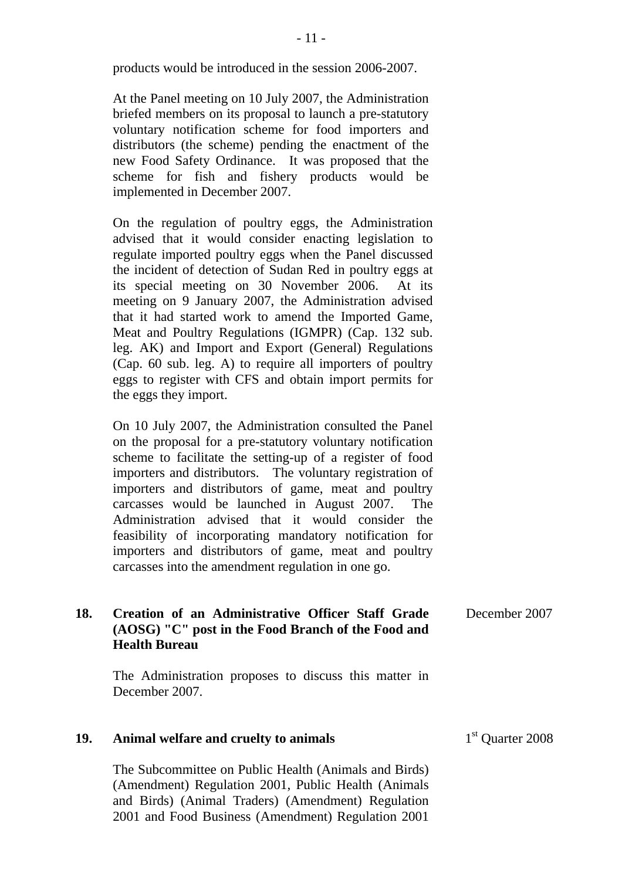products would be introduced in the session 2006-2007.

At the Panel meeting on 10 July 2007, the Administration briefed members on its proposal to launch a pre-statutory voluntary notification scheme for food importers and distributors (the scheme) pending the enactment of the new Food Safety Ordinance. It was proposed that the scheme for fish and fishery products would be implemented in December 2007.

On the regulation of poultry eggs, the Administration advised that it would consider enacting legislation to regulate imported poultry eggs when the Panel discussed the incident of detection of Sudan Red in poultry eggs at its special meeting on 30 November 2006. At its meeting on 9 January 2007, the Administration advised that it had started work to amend the Imported Game, Meat and Poultry Regulations (IGMPR) (Cap. 132 sub. leg. AK) and Import and Export (General) Regulations (Cap. 60 sub. leg. A) to require all importers of poultry eggs to register with CFS and obtain import permits for the eggs they import.

On 10 July 2007, the Administration consulted the Panel on the proposal for a pre-statutory voluntary notification scheme to facilitate the setting-up of a register of food importers and distributors. The voluntary registration of importers and distributors of game, meat and poultry carcasses would be launched in August 2007. The Administration advised that it would consider the feasibility of incorporating mandatory notification for importers and distributors of game, meat and poultry carcasses into the amendment regulation in one go.

**18. Creation of an Administrative Officer Staff Grade (AOSG) "C" post in the Food Branch of the Food and Health Bureau** — December 2007

The Administration proposes to discuss this matter in December 2007.

**19. Animal welfare and cruelty to animals** — 1st Quarter 2008

The Subcommittee on Public Health (Animals and Birds) (Amendment) Regulation 2001, Public Health (Animals and Birds) (Animal Traders) (Amendment) Regulation 2001 and Food Business (Amendment) Regulation 2001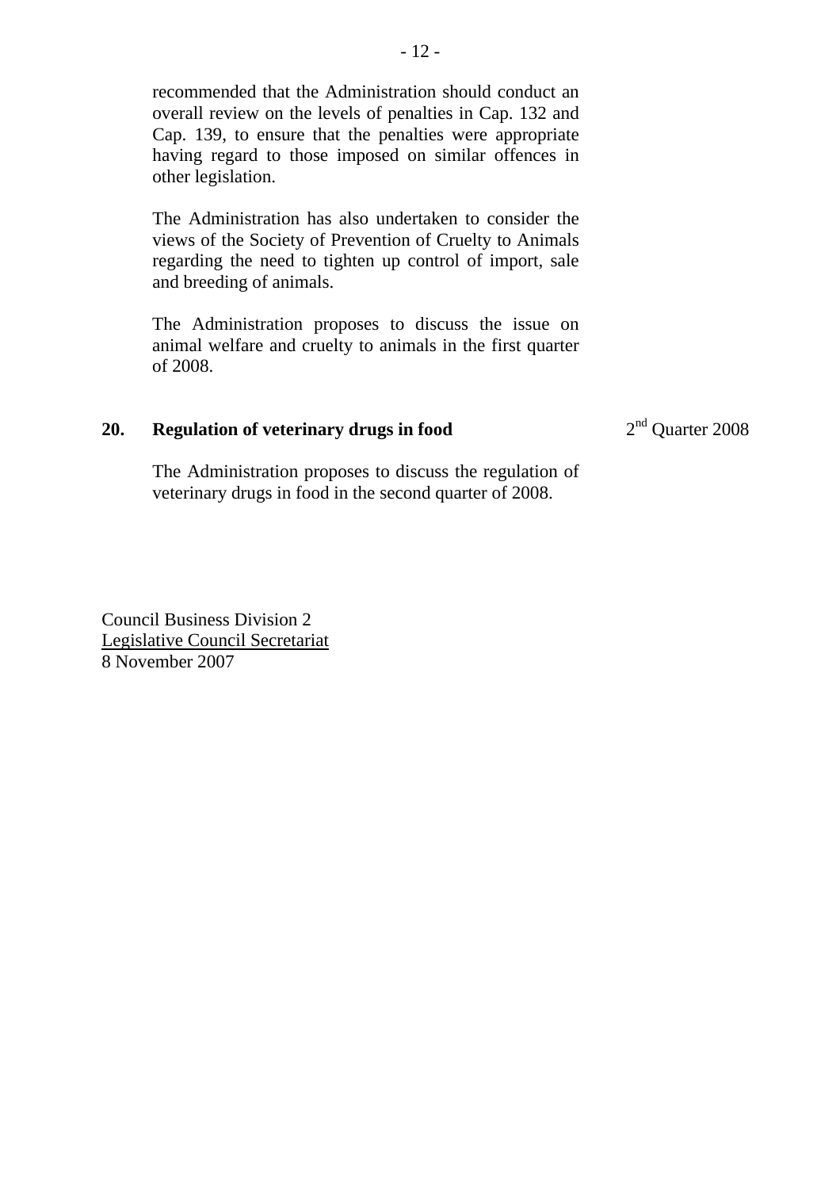recommended that the Administration should conduct an overall review on the levels of penalties in Cap. 132 and Cap. 139, to ensure that the penalties were appropriate having regard to those imposed on similar offences in other legislation.

The Administration has also undertaken to consider the views of the Society of Prevention of Cruelty to Animals regarding the need to tighten up control of import, sale and breeding of animals.

The Administration proposes to discuss the issue on animal welfare and cruelty to animals in the first quarter of 2008.

**20. Regulation of veterinary drugs in food** — 2nd Quarter 2008

The Administration proposes to discuss the regulation of veterinary drugs in food in the second quarter of 2008.

Council Business Division 2
Legislative Council Secretariat
8 November 2007